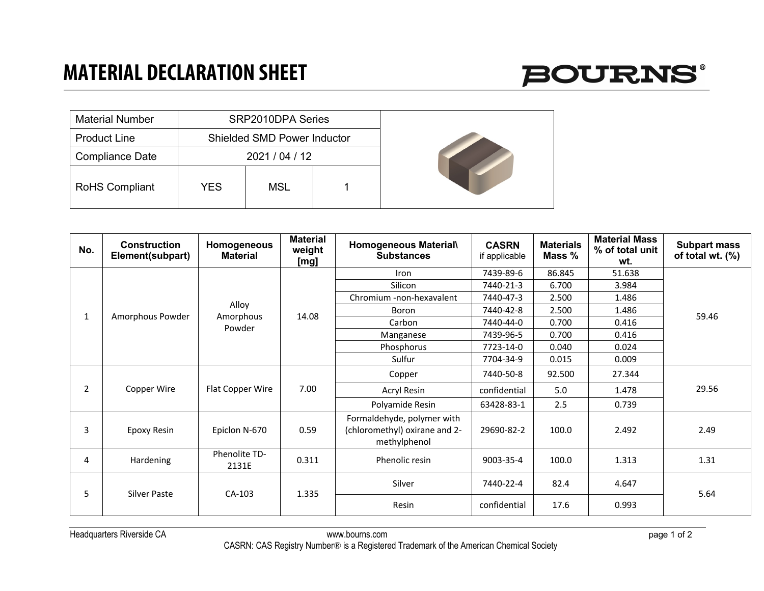# MATERIAL DECLARATION SHEET

BOURNS®

| Material Number | SRP2010DPA Series | | |
|---|---|---|---|
| Product Line | Shielded SMD Power Inductor | | |
| Compliance Date | 2021 / 04 / 12 | | |
| RoHS Compliant | YES | MSL | 1 |

| No. | Construction Element(subpart) | Homogeneous Material | Material weight [mg] | Homogeneous Material\ Substances | CASRN if applicable | Materials Mass % | Material Mass % of total unit wt. | Subpart mass of total wt. (%) |
|---|---|---|---|---|---|---|---|---|
| 1 | Amorphous Powder | Alloy Amorphous Powder | 14.08 | Iron | 7439-89-6 | 86.845 | 51.638 | 59.46 |
| | | | | Silicon | 7440-21-3 | 6.700 | 3.984 | |
| | | | | Chromium -non-hexavalent | 7440-47-3 | 2.500 | 1.486 | |
| | | | | Boron | 7440-42-8 | 2.500 | 1.486 | |
| | | | | Carbon | 7440-44-0 | 0.700 | 0.416 | |
| | | | | Manganese | 7439-96-5 | 0.700 | 0.416 | |
| | | | | Phosphorus | 7723-14-0 | 0.040 | 0.024 | |
| | | | | Sulfur | 7704-34-9 | 0.015 | 0.009 | |
| 2 | Copper Wire | Flat Copper Wire | 7.00 | Copper | 7440-50-8 | 92.500 | 27.344 | 29.56 |
| | | | | Acryl Resin | confidential | 5.0 | 1.478 | |
| | | | | Polyamide Resin | 63428-83-1 | 2.5 | 0.739 | |
| 3 | Epoxy Resin | Epiclon N-670 | 0.59 | Formaldehyde, polymer with (chloromethyl) oxirane and 2-methylphenol | 29690-82-2 | 100.0 | 2.492 | 2.49 |
| 4 | Hardening | Phenolite TD-2131E | 0.311 | Phenolic resin | 9003-35-4 | 100.0 | 1.313 | 1.31 |
| 5 | Silver Paste | CA-103 | 1.335 | Silver | 7440-22-4 | 82.4 | 4.647 | 5.64 |
| | | | | Resin | confidential | 17.6 | 0.993 | |

Headquarters Riverside CA — www.bourns.com

CASRN: CAS Registry Number® is a Registered Trademark of the American Chemical Society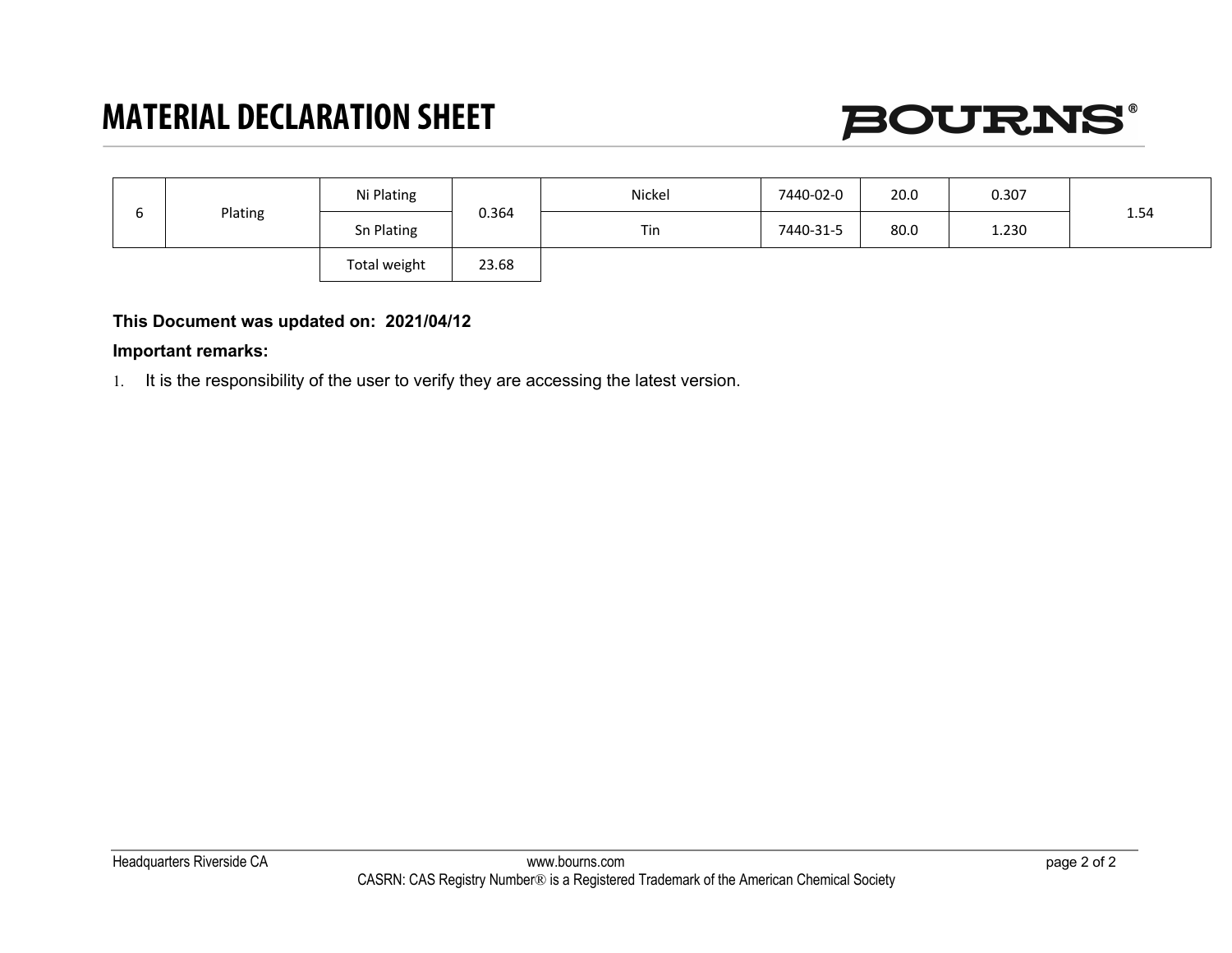# MATERIAL DECLARATION SHEET

| | | | | | | | | |
|---|---|---|---|---|---|---|---|---|
| 6 | Plating | Ni Plating | 0.364 | Nickel | 7440-02-0 | 20.0 | 0.307 | 1.54 |
| | | Sn Plating | | Tin | 7440-31-5 | 80.0 | 1.230 | |
| | | Total weight | 23.68 | | | | | |

**This Document was updated on: 2021/04/12**

**Important remarks:**

1. It is the responsibility of the user to verify they are accessing the latest version.

Headquarters Riverside CA www.bourns.com

CASRN: CAS Registry Number® is a Registered Trademark of the American Chemical Society